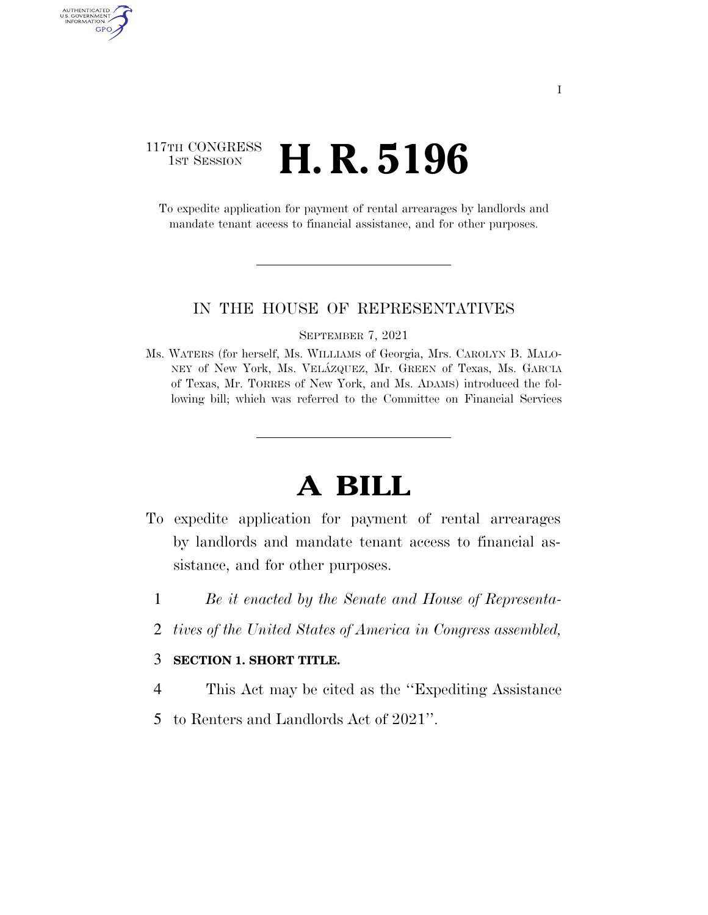117TH CONGRESS
1ST SESSION

# H. R. 5196

To expedite application for payment of rental arrearages by landlords and mandate tenant access to financial assistance, and for other purposes.

IN THE HOUSE OF REPRESENTATIVES

SEPTEMBER 7, 2021

Ms. WATERS (for herself, Ms. WILLIAMS of Georgia, Mrs. CAROLYN B. MALONEY of New York, Ms. VELÁZQUEZ, Mr. GREEN of Texas, Ms. GARCIA of Texas, Mr. TORRES of New York, and Ms. ADAMS) introduced the following bill; which was referred to the Committee on Financial Services

# A BILL

To expedite application for payment of rental arrearages by landlords and mandate tenant access to financial assistance, and for other purposes.

1 *Be it enacted by the Senate and House of Representa-*
2 *tives of the United States of America in Congress assembled,*

3 **SECTION 1. SHORT TITLE.**

4 This Act may be cited as the ''Expediting Assistance
5 to Renters and Landlords Act of 2021''.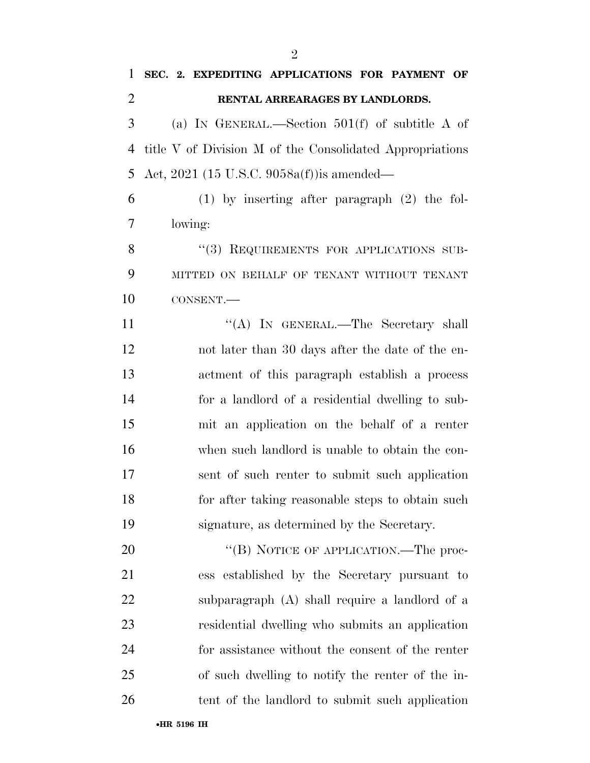**SEC. 2. EXPEDITING APPLICATIONS FOR PAYMENT OF RENTAL ARREARAGES BY LANDLORDS.**

(a) IN GENERAL.—Section 501(f) of subtitle A of title V of Division M of the Consolidated Appropriations Act, 2021 (15 U.S.C. 9058a(f))is amended—

(1) by inserting after paragraph (2) the following:

"(3) REQUIREMENTS FOR APPLICATIONS SUBMITTED ON BEHALF OF TENANT WITHOUT TENANT CONSENT.—

"(A) IN GENERAL.—The Secretary shall not later than 30 days after the date of the enactment of this paragraph establish a process for a landlord of a residential dwelling to submit an application on the behalf of a renter when such landlord is unable to obtain the consent of such renter to submit such application for after taking reasonable steps to obtain such signature, as determined by the Secretary.

"(B) NOTICE OF APPLICATION.—The process established by the Secretary pursuant to subparagraph (A) shall require a landlord of a residential dwelling who submits an application for assistance without the consent of the renter of such dwelling to notify the renter of the intent of the landlord to submit such application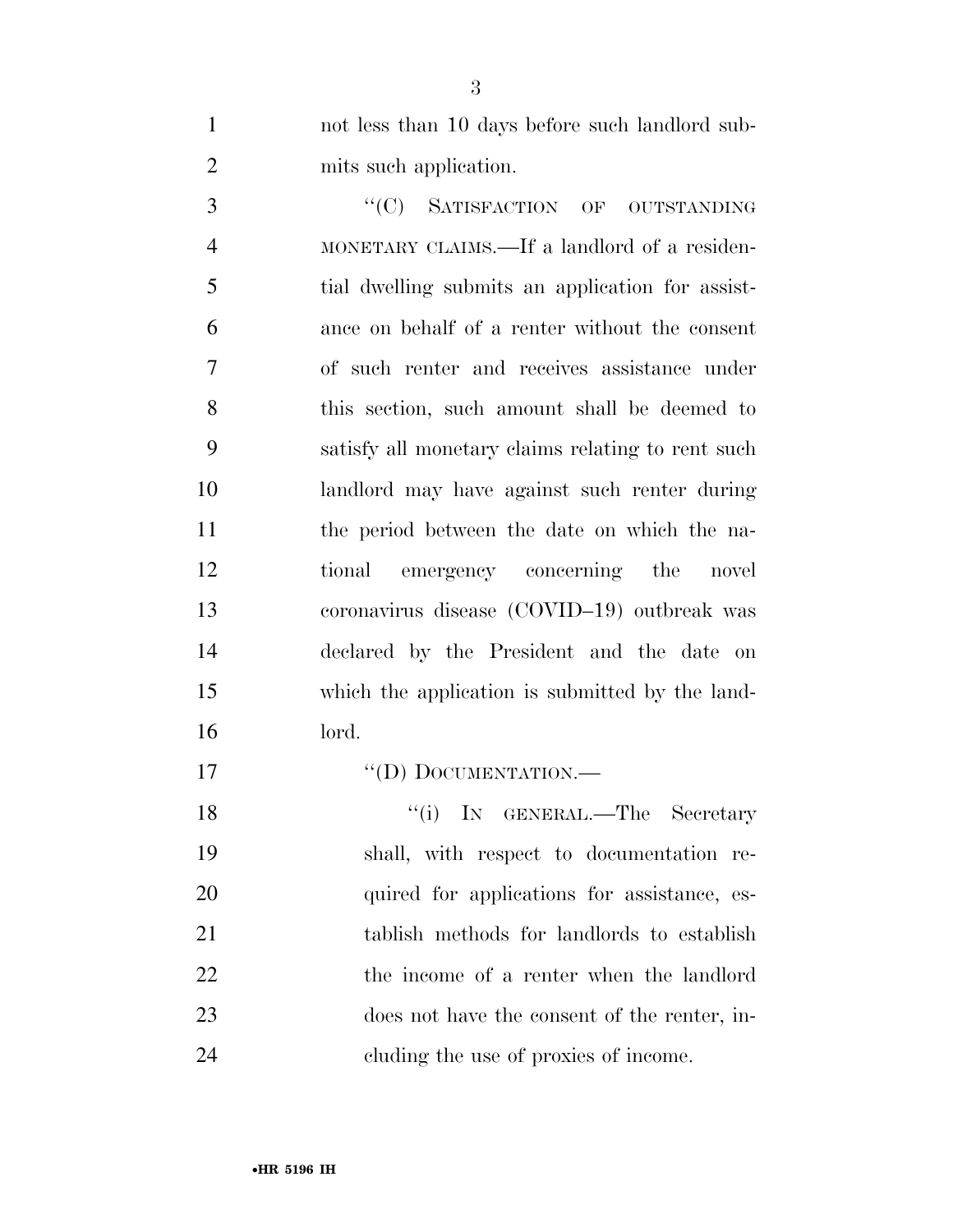not less than 10 days before such landlord submits such application.

"(C) SATISFACTION OF OUTSTANDING MONETARY CLAIMS.—If a landlord of a residential dwelling submits an application for assistance on behalf of a renter without the consent of such renter and receives assistance under this section, such amount shall be deemed to satisfy all monetary claims relating to rent such landlord may have against such renter during the period between the date on which the national emergency concerning the novel coronavirus disease (COVID–19) outbreak was declared by the President and the date on which the application is submitted by the landlord.

"(D) DOCUMENTATION.—

"(i) IN GENERAL.—The Secretary shall, with respect to documentation required for applications for assistance, establish methods for landlords to establish the income of a renter when the landlord does not have the consent of the renter, including the use of proxies of income.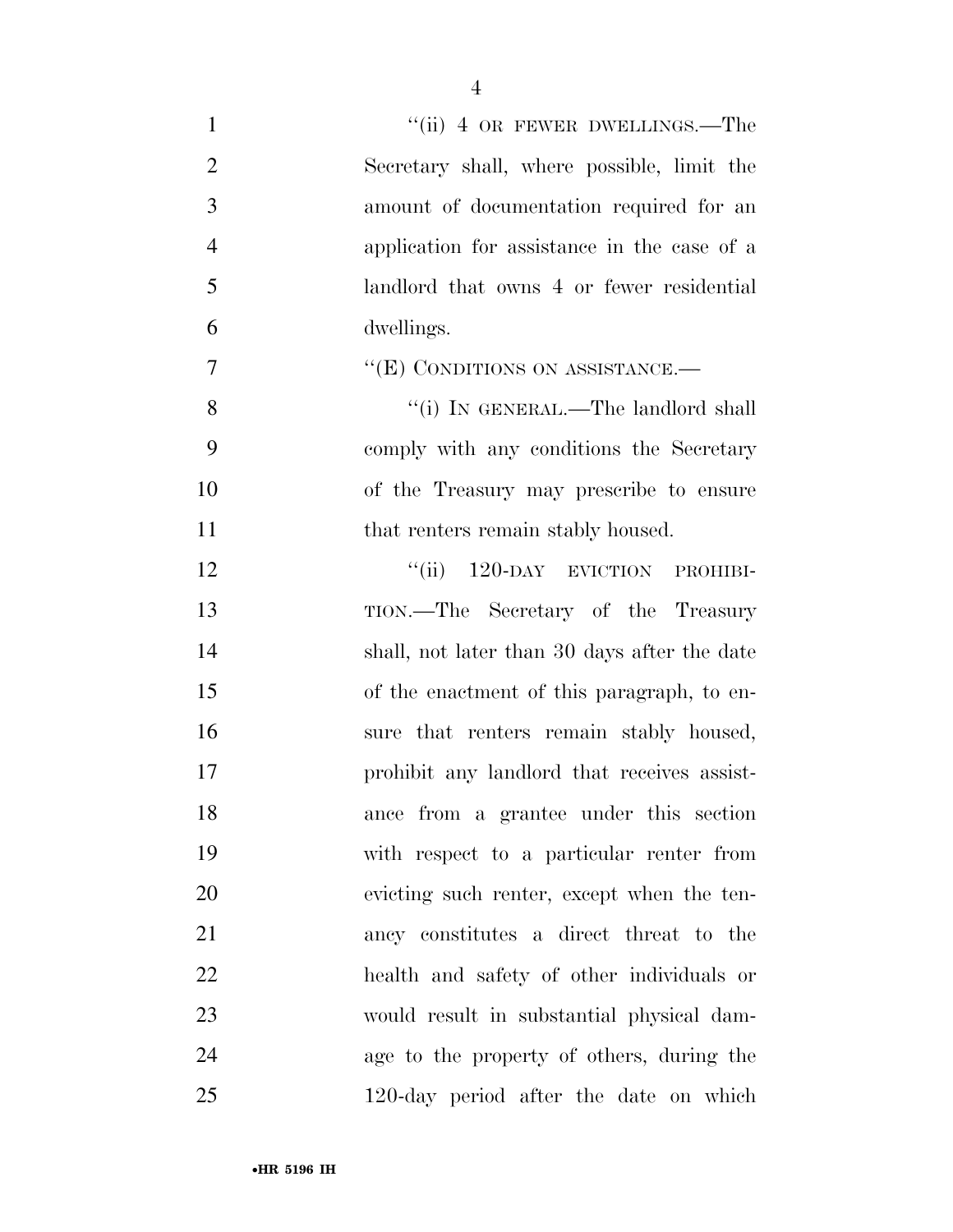"(ii) 4 OR FEWER DWELLINGS.—The Secretary shall, where possible, limit the amount of documentation required for an application for assistance in the case of a landlord that owns 4 or fewer residential dwellings.

"(E) CONDITIONS ON ASSISTANCE.—

"(i) IN GENERAL.—The landlord shall comply with any conditions the Secretary of the Treasury may prescribe to ensure that renters remain stably housed.

"(ii) 120-DAY EVICTION PROHIBITION.—The Secretary of the Treasury shall, not later than 30 days after the date of the enactment of this paragraph, to ensure that renters remain stably housed, prohibit any landlord that receives assistance from a grantee under this section with respect to a particular renter from evicting such renter, except when the tenancy constitutes a direct threat to the health and safety of other individuals or would result in substantial physical damage to the property of others, during the 120-day period after the date on which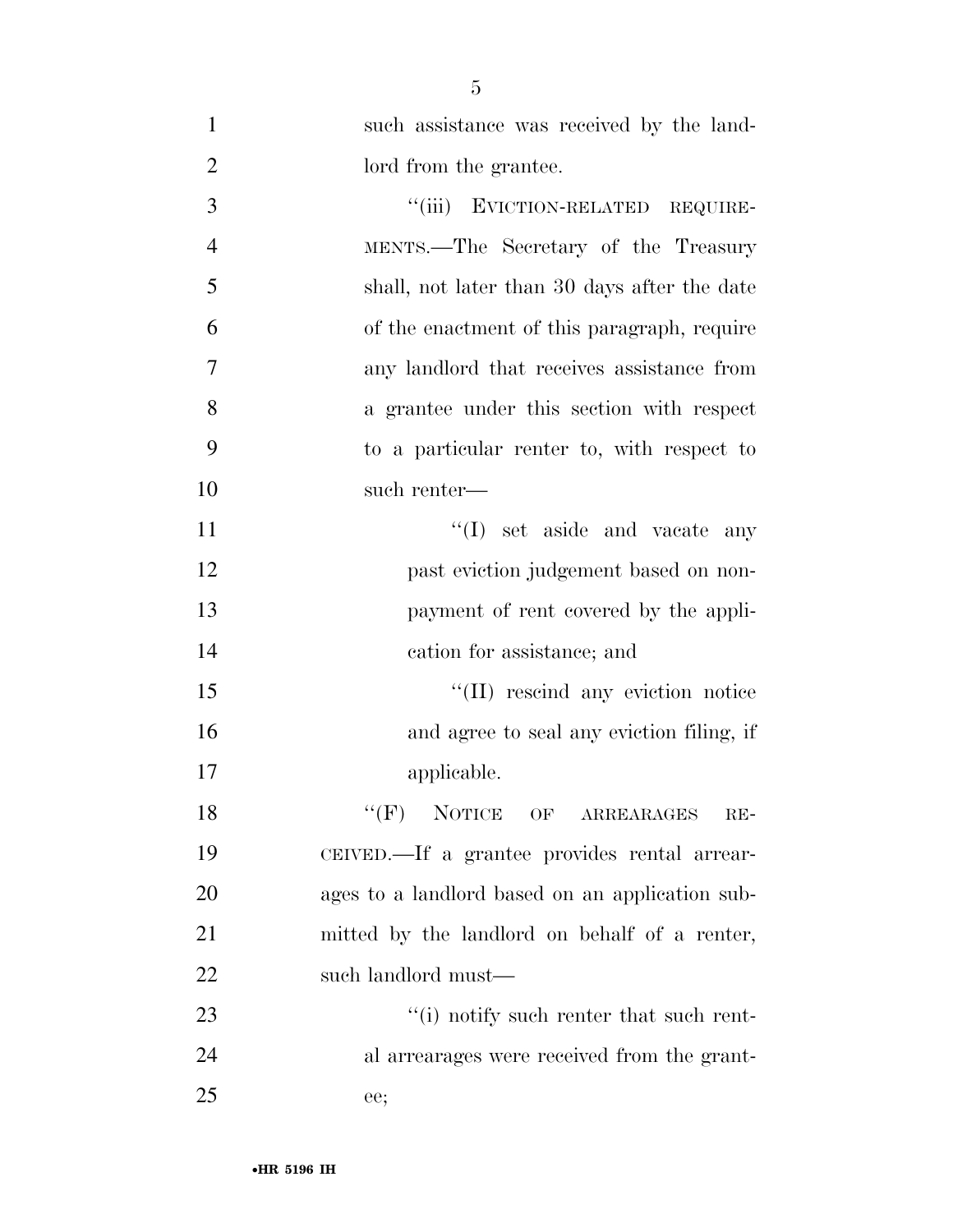such assistance was received by the landlord from the grantee.

"(iii) EVICTION-RELATED REQUIREMENTS.—The Secretary of the Treasury shall, not later than 30 days after the date of the enactment of this paragraph, require any landlord that receives assistance from a grantee under this section with respect to a particular renter to, with respect to such renter—

"(I) set aside and vacate any past eviction judgement based on non-payment of rent covered by the application for assistance; and

"(II) rescind any eviction notice and agree to seal any eviction filing, if applicable.

"(F) NOTICE OF ARREARAGES RECEIVED.—If a grantee provides rental arrearages to a landlord based on an application submitted by the landlord on behalf of a renter, such landlord must—

"(i) notify such renter that such rental arrearages were received from the grantee;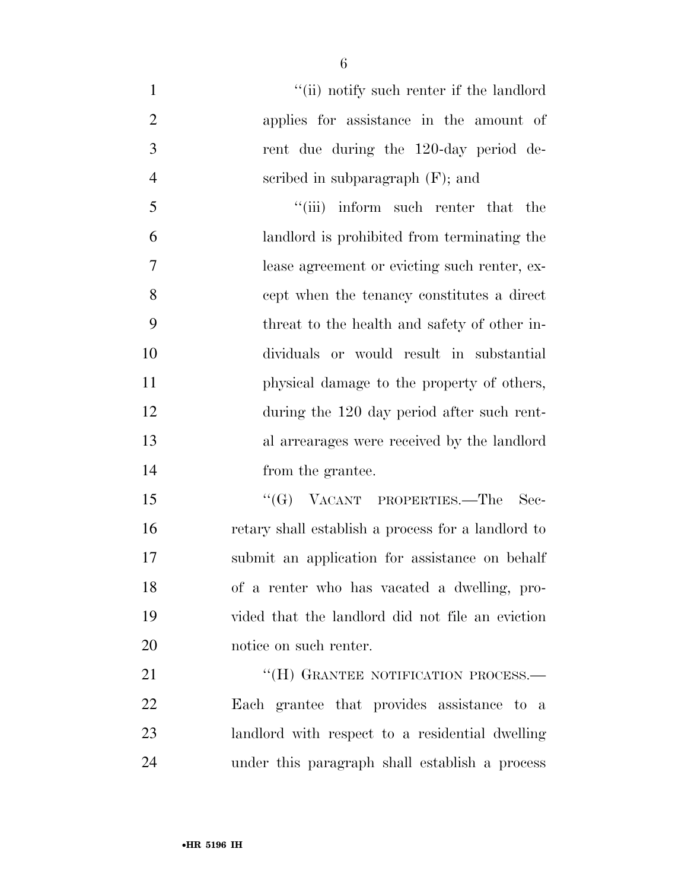"(ii) notify such renter if the landlord applies for assistance in the amount of rent due during the 120-day period described in subparagraph (F); and

"(iii) inform such renter that the landlord is prohibited from terminating the lease agreement or evicting such renter, except when the tenancy constitutes a direct threat to the health and safety of other individuals or would result in substantial physical damage to the property of others, during the 120 day period after such rental arrearages were received by the landlord from the grantee.

"(G) VACANT PROPERTIES.—The Secretary shall establish a process for a landlord to submit an application for assistance on behalf of a renter who has vacated a dwelling, provided that the landlord did not file an eviction notice on such renter.

"(H) GRANTEE NOTIFICATION PROCESS.—Each grantee that provides assistance to a landlord with respect to a residential dwelling under this paragraph shall establish a process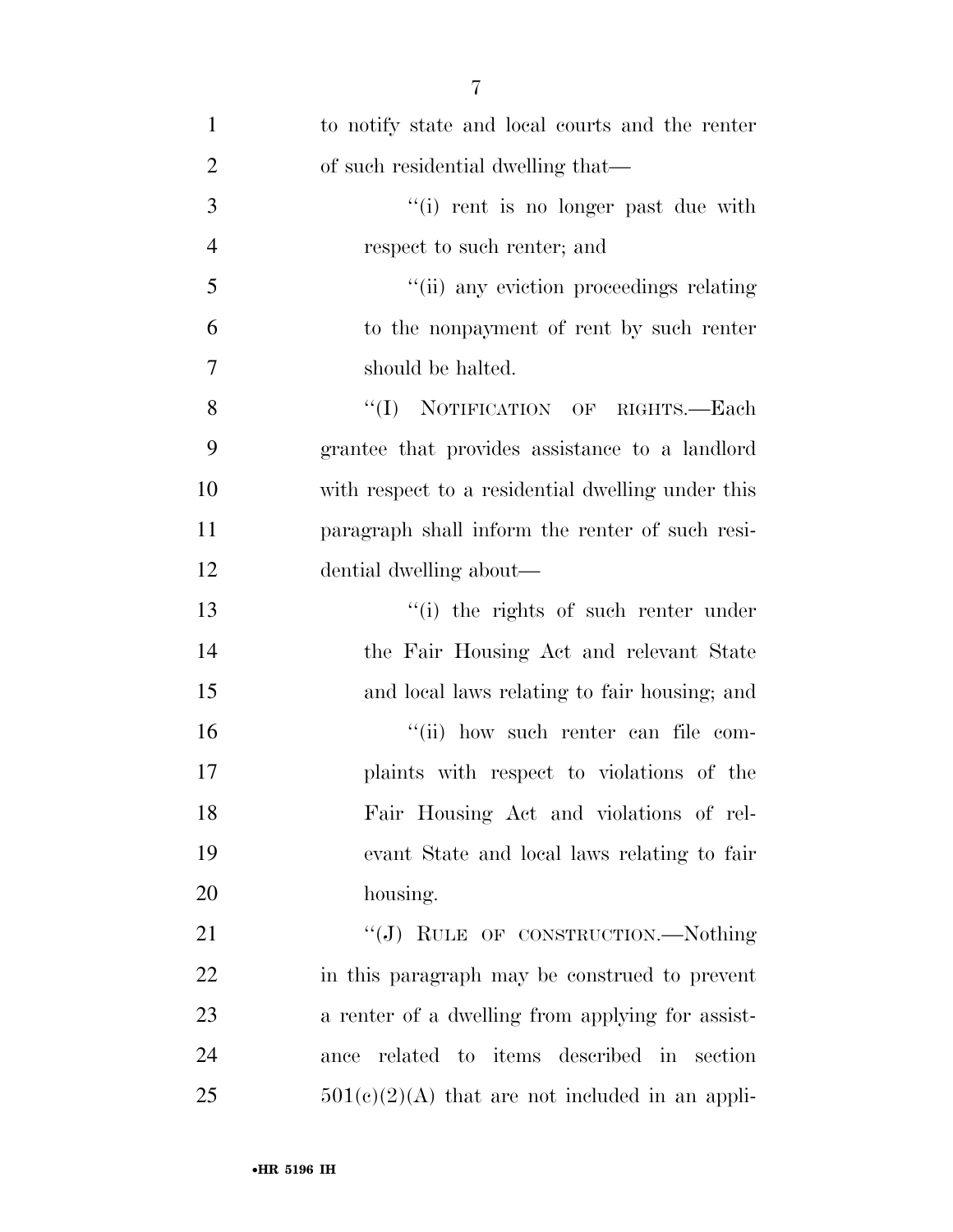to notify state and local courts and the renter of such residential dwelling that—

''(i) rent is no longer past due with respect to such renter; and

''(ii) any eviction proceedings relating to the nonpayment of rent by such renter should be halted.

''(I) NOTIFICATION OF RIGHTS.—Each grantee that provides assistance to a landlord with respect to a residential dwelling under this paragraph shall inform the renter of such residential dwelling about—

''(i) the rights of such renter under the Fair Housing Act and relevant State and local laws relating to fair housing; and

''(ii) how such renter can file complaints with respect to violations of the Fair Housing Act and violations of relevant State and local laws relating to fair housing.

''(J) RULE OF CONSTRUCTION.—Nothing in this paragraph may be construed to prevent a renter of a dwelling from applying for assistance related to items described in section 501(c)(2)(A) that are not included in an appli-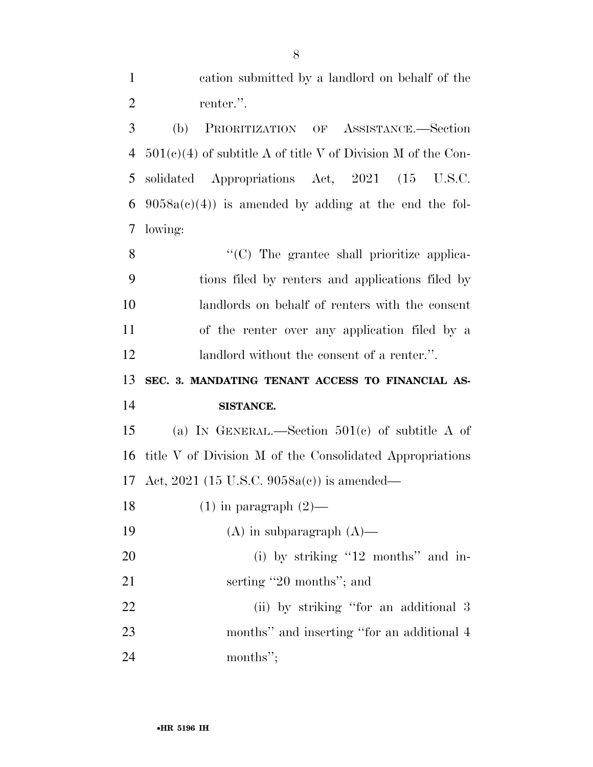cation submitted by a landlord on behalf of the renter.''.

(b) PRIORITIZATION OF ASSISTANCE.—Section 501(c)(4) of subtitle A of title V of Division M of the Consolidated Appropriations Act, 2021 (15 U.S.C. 9058a(c)(4)) is amended by adding at the end the following:

> ''(C) The grantee shall prioritize applications filed by renters and applications filed by landlords on behalf of renters with the consent of the renter over any application filed by a landlord without the consent of a renter.''.

**SEC. 3. MANDATING TENANT ACCESS TO FINANCIAL ASSISTANCE.**

(a) IN GENERAL.—Section 501(c) of subtitle A of title V of Division M of the Consolidated Appropriations Act, 2021 (15 U.S.C. 9058a(c)) is amended—

(1) in paragraph (2)—

(A) in subparagraph (A)—

(i) by striking ''12 months'' and inserting ''20 months''; and

(ii) by striking ''for an additional 3 months'' and inserting ''for an additional 4 months'';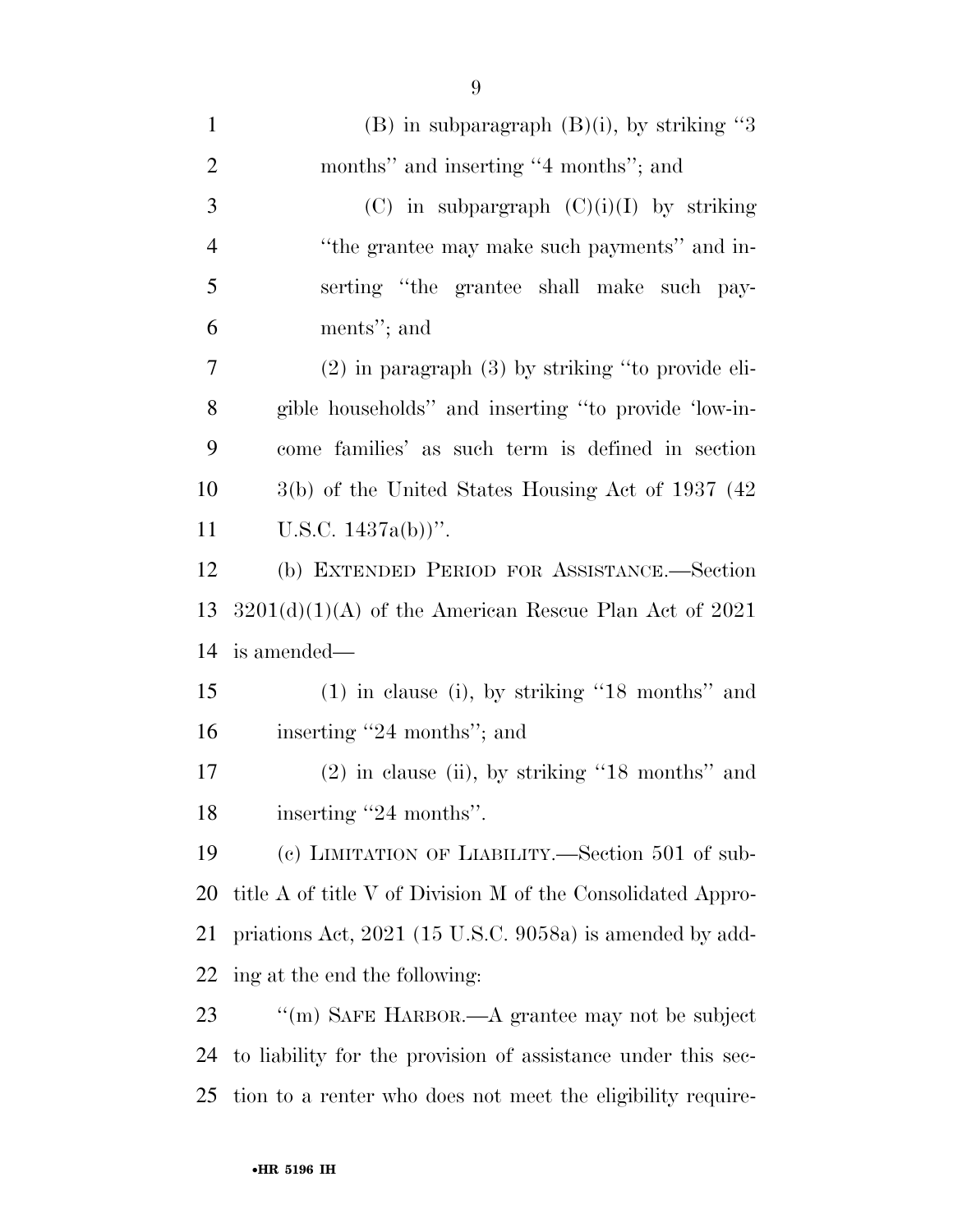(B) in subparagraph (B)(i), by striking ''3 months'' and inserting ''4 months''; and

(C) in subpargraph (C)(i)(I) by striking ''the grantee may make such payments'' and inserting ''the grantee shall make such payments''; and

(2) in paragraph (3) by striking ''to provide eligible households'' and inserting ''to provide 'low-income families' as such term is defined in section 3(b) of the United States Housing Act of 1937 (42 U.S.C. 1437a(b))''.

(b) EXTENDED PERIOD FOR ASSISTANCE.—Section 3201(d)(1)(A) of the American Rescue Plan Act of 2021 is amended—

(1) in clause (i), by striking ''18 months'' and inserting ''24 months''; and

(2) in clause (ii), by striking ''18 months'' and inserting ''24 months''.

(c) LIMITATION OF LIABILITY.—Section 501 of subtitle A of title V of Division M of the Consolidated Appropriations Act, 2021 (15 U.S.C. 9058a) is amended by adding at the end the following:

''(m) SAFE HARBOR.—A grantee may not be subject to liability for the provision of assistance under this section to a renter who does not meet the eligibility require-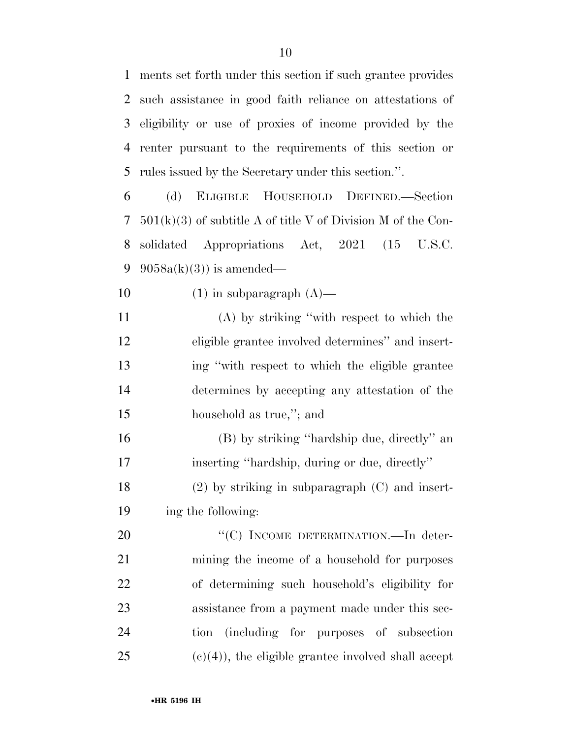ments set forth under this section if such grantee provides such assistance in good faith reliance on attestations of eligibility or use of proxies of income provided by the renter pursuant to the requirements of this section or rules issued by the Secretary under this section.''.

(d) ELIGIBLE HOUSEHOLD DEFINED.—Section 501(k)(3) of subtitle A of title V of Division M of the Consolidated Appropriations Act, 2021 (15 U.S.C. 9058a(k)(3)) is amended—

(1) in subparagraph (A)—

(A) by striking ''with respect to which the eligible grantee involved determines'' and inserting ''with respect to which the eligible grantee determines by accepting any attestation of the household as true,''; and

(B) by striking ''hardship due, directly'' an inserting ''hardship, during or due, directly''

(2) by striking in subparagraph (C) and inserting the following:

''(C) INCOME DETERMINATION.—In determining the income of a household for purposes of determining such household's eligibility for assistance from a payment made under this section (including for purposes of subsection (c)(4)), the eligible grantee involved shall accept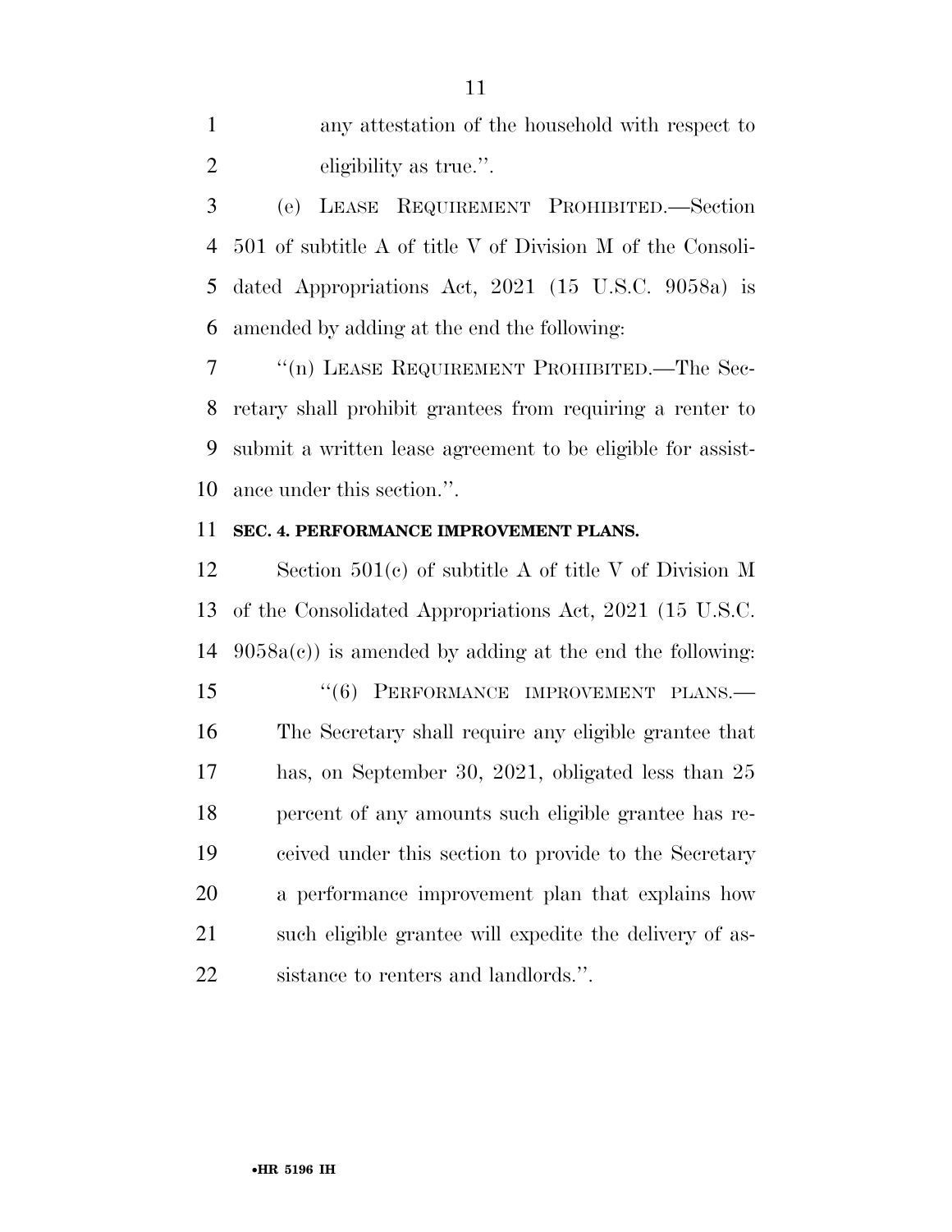any attestation of the household with respect to eligibility as true.''.

(e) LEASE REQUIREMENT PROHIBITED.—Section 501 of subtitle A of title V of Division M of the Consolidated Appropriations Act, 2021 (15 U.S.C. 9058a) is amended by adding at the end the following:

''(n) LEASE REQUIREMENT PROHIBITED.—The Secretary shall prohibit grantees from requiring a renter to submit a written lease agreement to be eligible for assistance under this section.''.

**SEC. 4. PERFORMANCE IMPROVEMENT PLANS.**

Section 501(c) of subtitle A of title V of Division M of the Consolidated Appropriations Act, 2021 (15 U.S.C. 9058a(c)) is amended by adding at the end the following:

''(6) PERFORMANCE IMPROVEMENT PLANS.—The Secretary shall require any eligible grantee that has, on September 30, 2021, obligated less than 25 percent of any amounts such eligible grantee has received under this section to provide to the Secretary a performance improvement plan that explains how such eligible grantee will expedite the delivery of assistance to renters and landlords.''.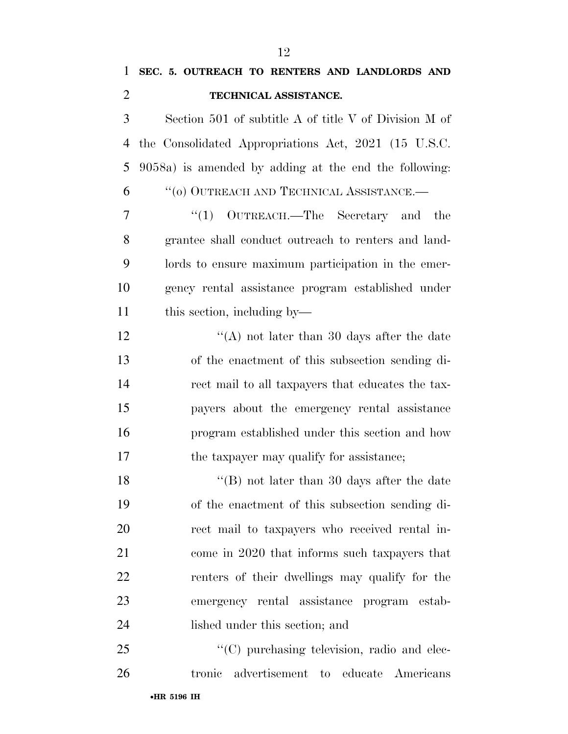**SEC. 5. OUTREACH TO RENTERS AND LANDLORDS AND TECHNICAL ASSISTANCE.**

Section 501 of subtitle A of title V of Division M of the Consolidated Appropriations Act, 2021 (15 U.S.C. 9058a) is amended by adding at the end the following:

"(o) OUTREACH AND TECHNICAL ASSISTANCE.—

"(1) OUTREACH.—The Secretary and the grantee shall conduct outreach to renters and landlords to ensure maximum participation in the emergency rental assistance program established under this section, including by—

"(A) not later than 30 days after the date of the enactment of this subsection sending direct mail to all taxpayers that educates the taxpayers about the emergency rental assistance program established under this section and how the taxpayer may qualify for assistance;

"(B) not later than 30 days after the date of the enactment of this subsection sending direct mail to taxpayers who received rental income in 2020 that informs such taxpayers that renters of their dwellings may qualify for the emergency rental assistance program established under this section; and

"(C) purchasing television, radio and electronic advertisement to educate Americans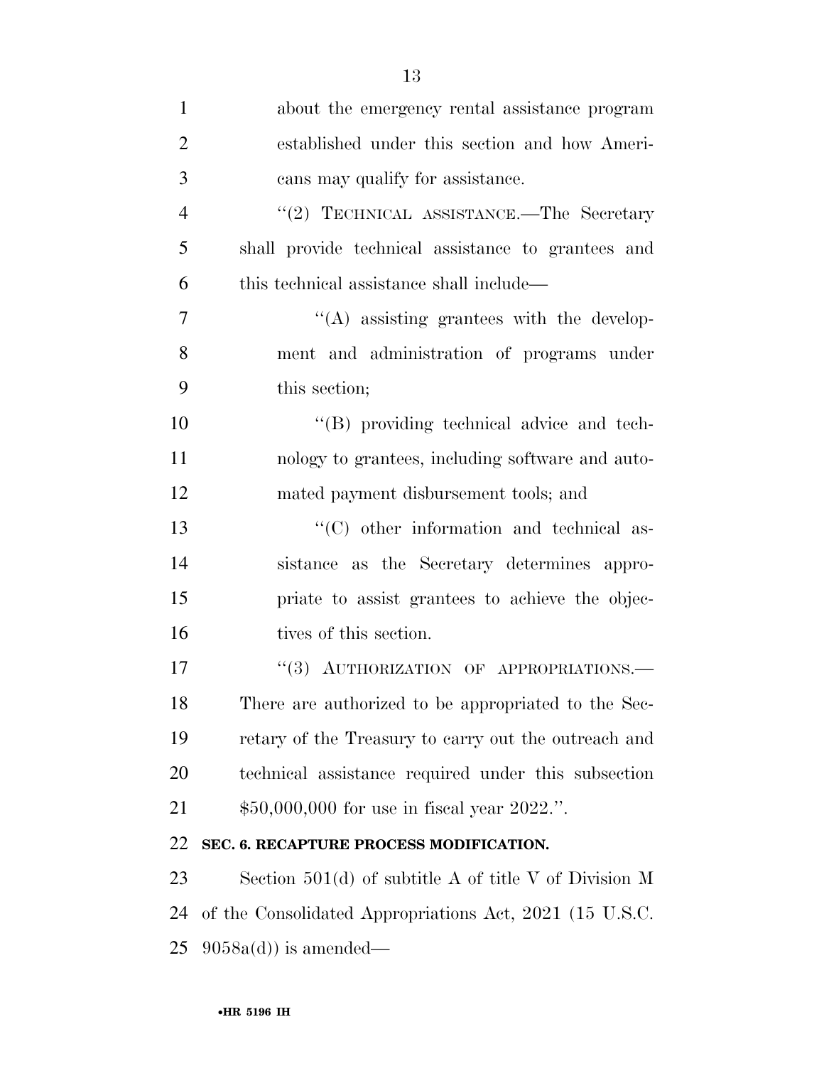about the emergency rental assistance program established under this section and how Americans may qualify for assistance.

"(2) TECHNICAL ASSISTANCE.—The Secretary shall provide technical assistance to grantees and this technical assistance shall include—

"(A) assisting grantees with the development and administration of programs under this section;

"(B) providing technical advice and technology to grantees, including software and automated payment disbursement tools; and

"(C) other information and technical assistance as the Secretary determines appropriate to assist grantees to achieve the objectives of this section.

"(3) AUTHORIZATION OF APPROPRIATIONS.—There are authorized to be appropriated to the Secretary of the Treasury to carry out the outreach and technical assistance required under this subsection $50,000,000 for use in fiscal year 2022.".

**SEC. 6. RECAPTURE PROCESS MODIFICATION.**

Section 501(d) of subtitle A of title V of Division M of the Consolidated Appropriations Act, 2021 (15 U.S.C. 9058a(d)) is amended—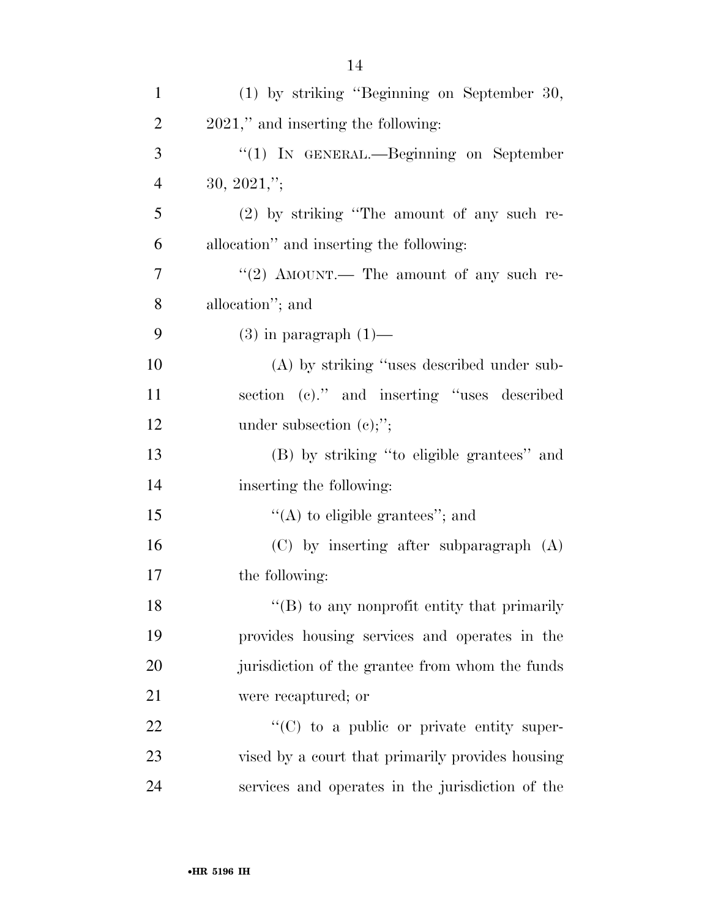(1) by striking "Beginning on September 30, 2021," and inserting the following:

"(1) IN GENERAL.—Beginning on September 30, 2021,";

(2) by striking "The amount of any such reallocation" and inserting the following:

"(2) AMOUNT.— The amount of any such reallocation"; and

(3) in paragraph (1)—

(A) by striking "uses described under subsection (c)." and inserting "uses described under subsection (c);";

(B) by striking "to eligible grantees" and inserting the following:

"(A) to eligible grantees"; and

(C) by inserting after subparagraph (A) the following:

"(B) to any nonprofit entity that primarily provides housing services and operates in the jurisdiction of the grantee from whom the funds were recaptured; or

"(C) to a public or private entity supervised by a court that primarily provides housing services and operates in the jurisdiction of the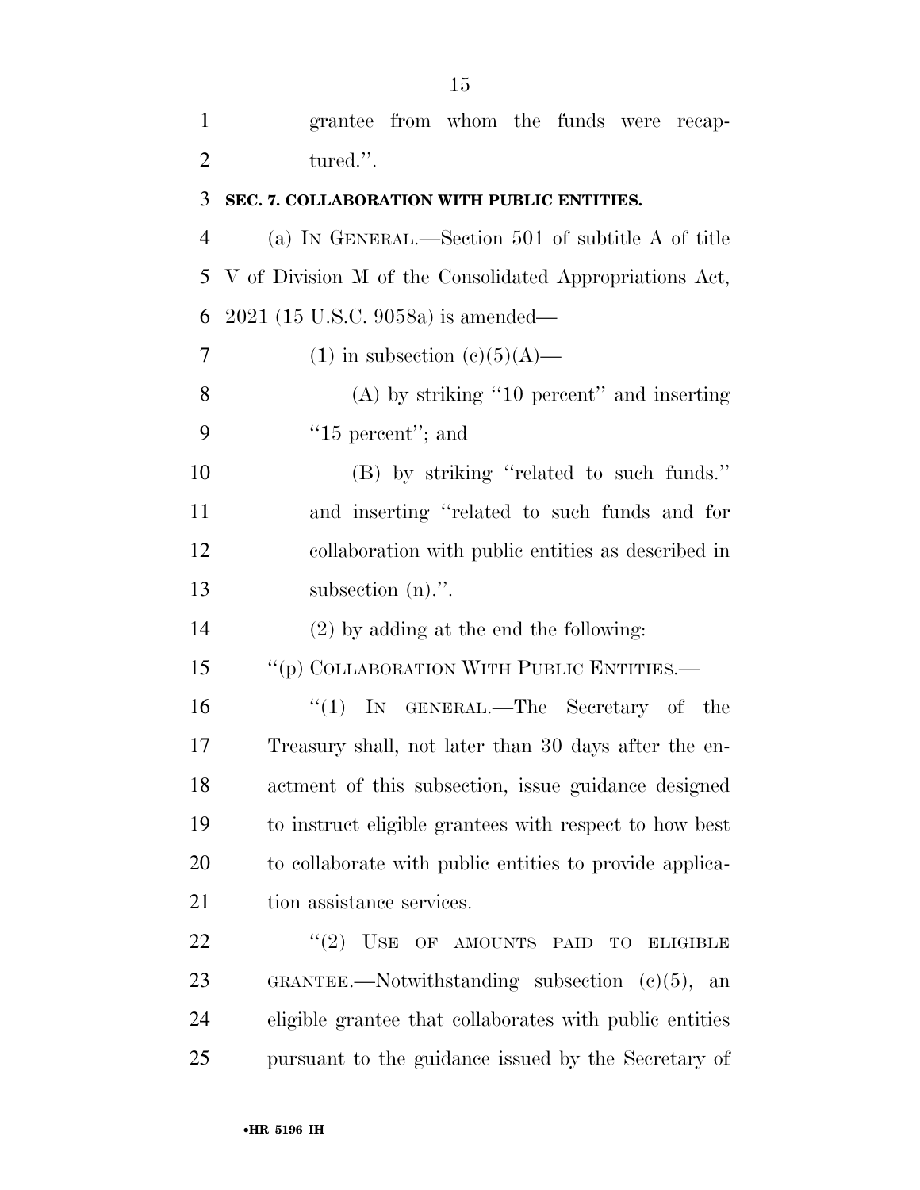grantee from whom the funds were recaptured.''.

**SEC. 7. COLLABORATION WITH PUBLIC ENTITIES.**

(a) IN GENERAL.—Section 501 of subtitle A of title V of Division M of the Consolidated Appropriations Act, 2021 (15 U.S.C. 9058a) is amended—

(1) in subsection (c)(5)(A)—

(A) by striking ''10 percent'' and inserting ''15 percent''; and

(B) by striking ''related to such funds.'' and inserting ''related to such funds and for collaboration with public entities as described in subsection (n).''.

(2) by adding at the end the following:

''(p) COLLABORATION WITH PUBLIC ENTITIES.—

''(1) IN GENERAL.—The Secretary of the Treasury shall, not later than 30 days after the enactment of this subsection, issue guidance designed to instruct eligible grantees with respect to how best to collaborate with public entities to provide application assistance services.

''(2) USE OF AMOUNTS PAID TO ELIGIBLE GRANTEE.—Notwithstanding subsection (c)(5), an eligible grantee that collaborates with public entities pursuant to the guidance issued by the Secretary of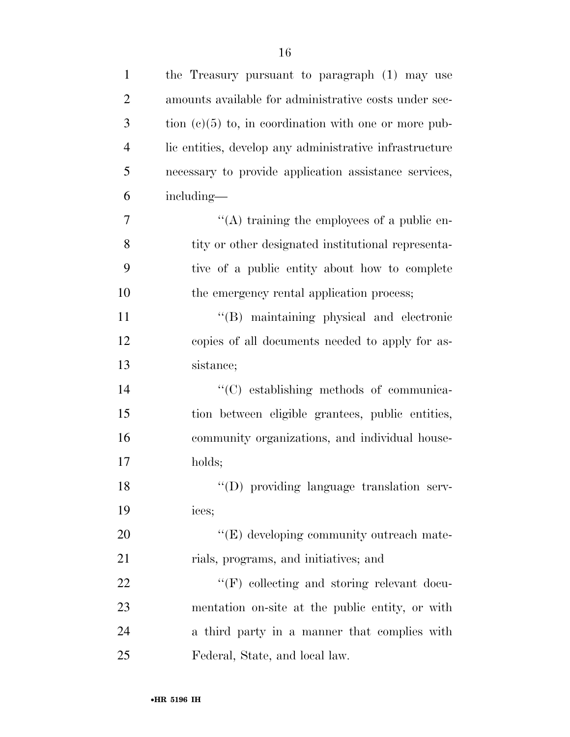the Treasury pursuant to paragraph (1) may use amounts available for administrative costs under section (c)(5) to, in coordination with one or more public entities, develop any administrative infrastructure necessary to provide application assistance services, including—

"(A) training the employees of a public entity or other designated institutional representative of a public entity about how to complete the emergency rental application process;

"(B) maintaining physical and electronic copies of all documents needed to apply for assistance;

"(C) establishing methods of communication between eligible grantees, public entities, community organizations, and individual households;

"(D) providing language translation services;

"(E) developing community outreach materials, programs, and initiatives; and

"(F) collecting and storing relevant documentation on-site at the public entity, or with a third party in a manner that complies with Federal, State, and local law.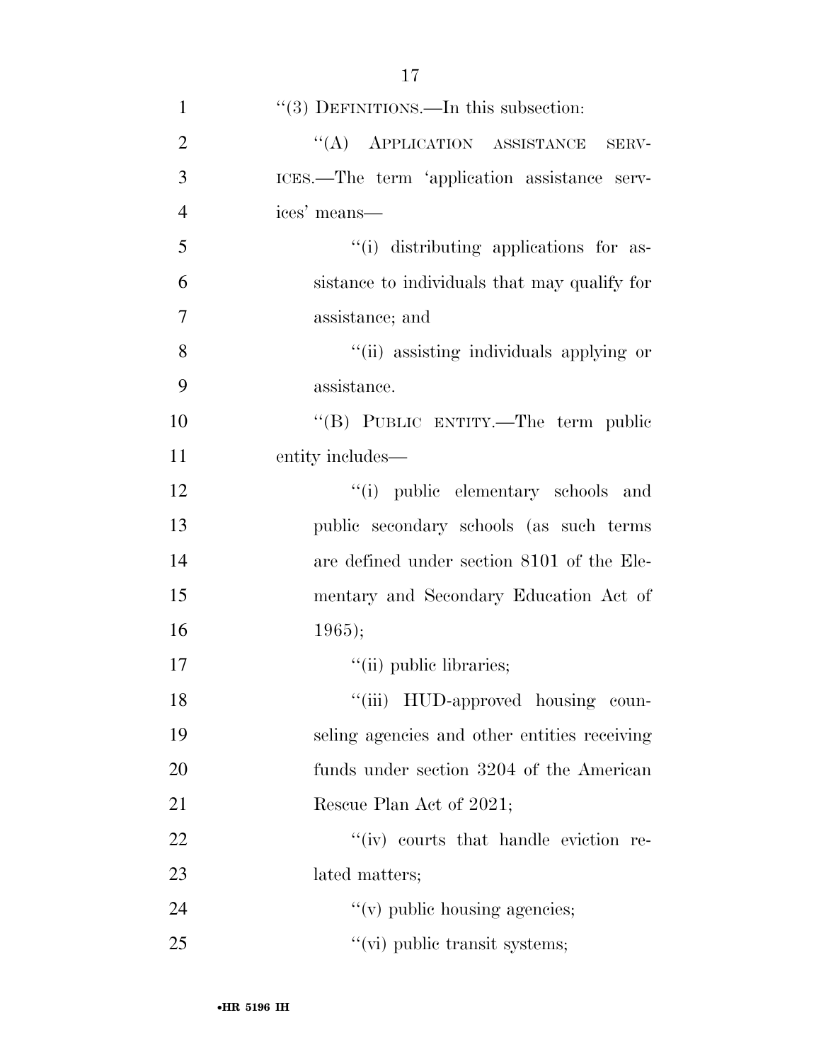''(3) DEFINITIONS.—In this subsection:

''(A) APPLICATION ASSISTANCE SERVICES.—The term 'application assistance services' means—

''(i) distributing applications for assistance to individuals that may qualify for assistance; and

''(ii) assisting individuals applying or assistance.

''(B) PUBLIC ENTITY.—The term public entity includes—

''(i) public elementary schools and public secondary schools (as such terms are defined under section 8101 of the Elementary and Secondary Education Act of 1965);

''(ii) public libraries;

''(iii) HUD-approved housing counseling agencies and other entities receiving funds under section 3204 of the American Rescue Plan Act of 2021;

''(iv) courts that handle eviction related matters;

''(v) public housing agencies;

''(vi) public transit systems;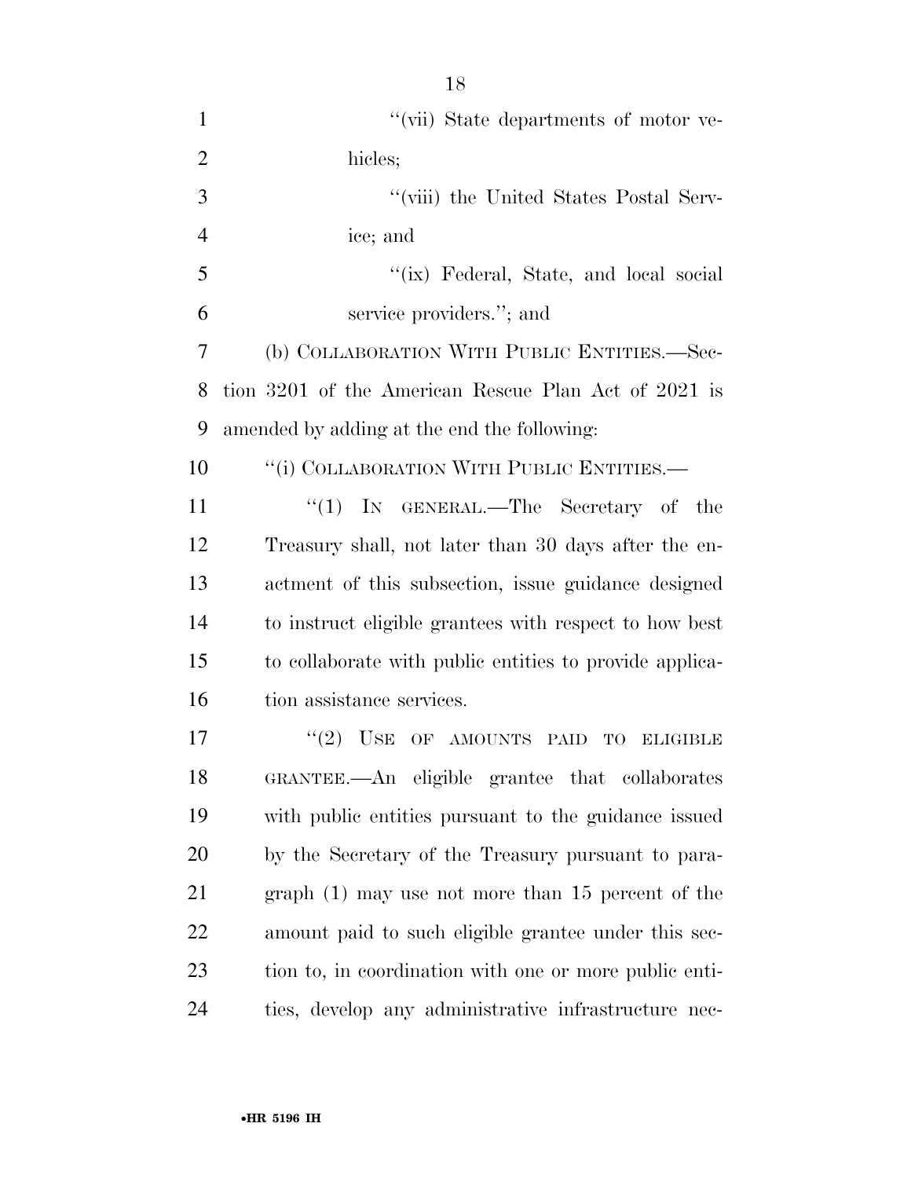"(vii) State departments of motor vehicles;

"(viii) the United States Postal Service; and

"(ix) Federal, State, and local social service providers."; and

(b) COLLABORATION WITH PUBLIC ENTITIES.—Section 3201 of the American Rescue Plan Act of 2021 is amended by adding at the end the following:

"(i) COLLABORATION WITH PUBLIC ENTITIES.—

"(1) IN GENERAL.—The Secretary of the Treasury shall, not later than 30 days after the enactment of this subsection, issue guidance designed to instruct eligible grantees with respect to how best to collaborate with public entities to provide application assistance services.

"(2) USE OF AMOUNTS PAID TO ELIGIBLE GRANTEE.—An eligible grantee that collaborates with public entities pursuant to the guidance issued by the Secretary of the Treasury pursuant to paragraph (1) may use not more than 15 percent of the amount paid to such eligible grantee under this section to, in coordination with one or more public entities, develop any administrative infrastructure nec-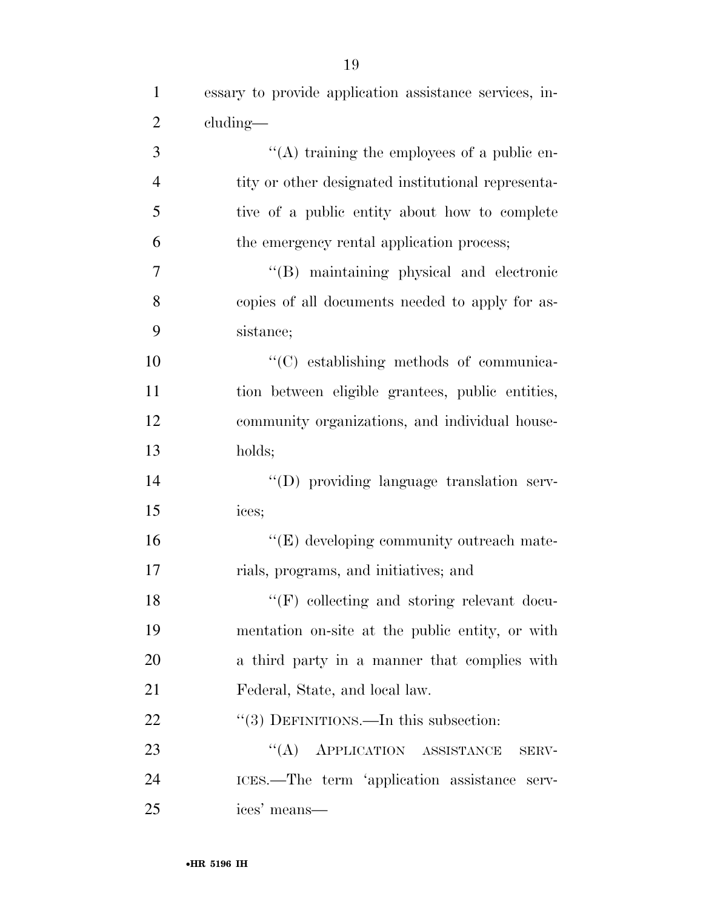essary to provide application assistance services, including—

''(A) training the employees of a public entity or other designated institutional representative of a public entity about how to complete the emergency rental application process;

''(B) maintaining physical and electronic copies of all documents needed to apply for assistance;

''(C) establishing methods of communication between eligible grantees, public entities, community organizations, and individual households;

''(D) providing language translation services;

''(E) developing community outreach materials, programs, and initiatives; and

''(F) collecting and storing relevant documentation on-site at the public entity, or with a third party in a manner that complies with Federal, State, and local law.

''(3) DEFINITIONS.—In this subsection:

''(A) APPLICATION ASSISTANCE SERVICES.—The term 'application assistance services' means—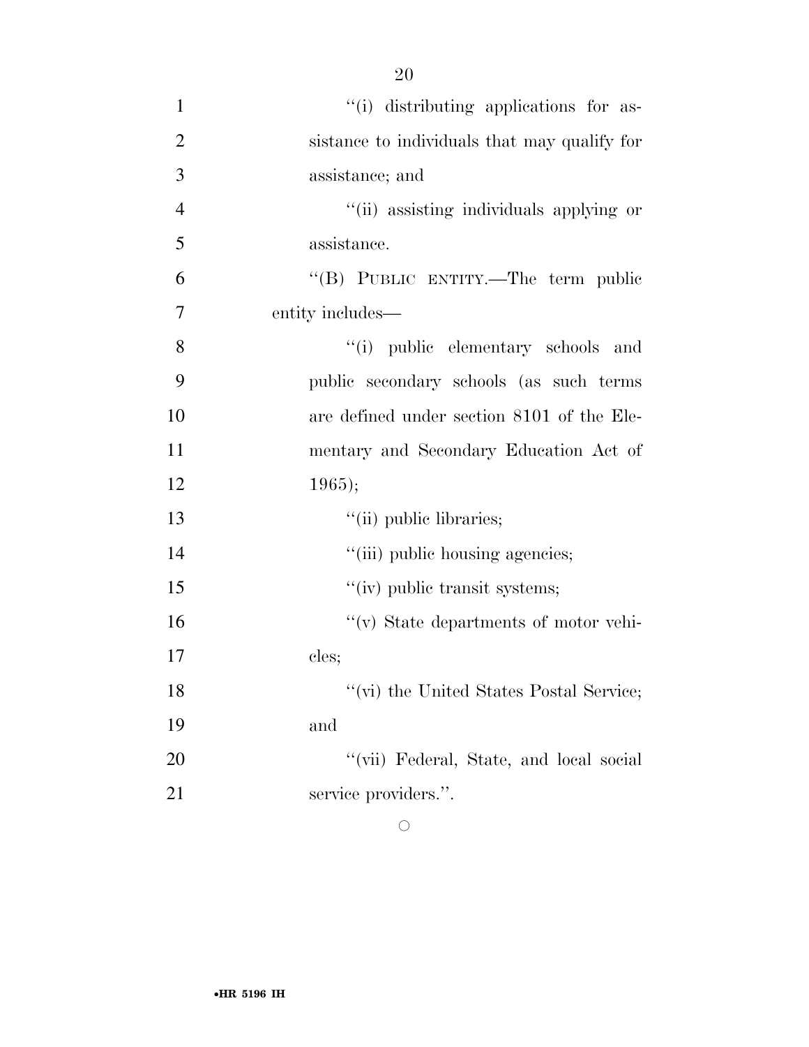"(i) distributing applications for assistance to individuals that may qualify for assistance; and

"(ii) assisting individuals applying or assistance.

"(B) PUBLIC ENTITY.—The term public entity includes—

"(i) public elementary schools and public secondary schools (as such terms are defined under section 8101 of the Elementary and Secondary Education Act of 1965);

"(ii) public libraries;

"(iii) public housing agencies;

"(iv) public transit systems;

"(v) State departments of motor vehicles;

"(vi) the United States Postal Service; and

"(vii) Federal, State, and local social service providers.".

○